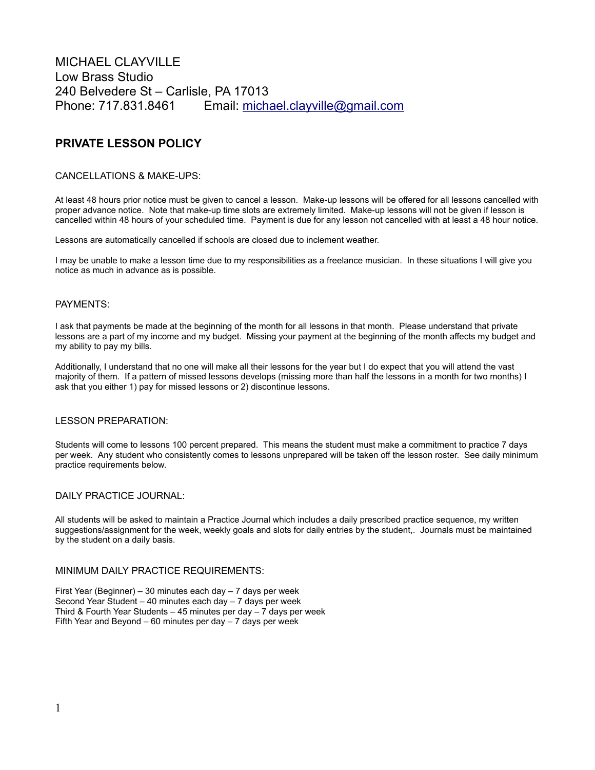MICHAEL CLAYVILLE
Low Brass Studio
240 Belvedere St – Carlisle, PA 17013
Phone: 717.831.8461 Email: michael.clayville@gmail.com

## PRIVATE LESSON POLICY

### CANCELLATIONS & MAKE-UPS:

At least 48 hours prior notice must be given to cancel a lesson. Make-up lessons will be offered for all lessons cancelled with proper advance notice. Note that make-up time slots are extremely limited. Make-up lessons will not be given if lesson is cancelled within 48 hours of your scheduled time. Payment is due for any lesson not cancelled with at least a 48 hour notice.

Lessons are automatically cancelled if schools are closed due to inclement weather.

I may be unable to make a lesson time due to my responsibilities as a freelance musician. In these situations I will give you notice as much in advance as is possible.

### PAYMENTS:

I ask that payments be made at the beginning of the month for all lessons in that month. Please understand that private lessons are a part of my income and my budget. Missing your payment at the beginning of the month affects my budget and my ability to pay my bills.

Additionally, I understand that no one will make all their lessons for the year but I do expect that you will attend the vast majority of them. If a pattern of missed lessons develops (missing more than half the lessons in a month for two months) I ask that you either 1) pay for missed lessons or 2) discontinue lessons.

### LESSON PREPARATION:

Students will come to lessons 100 percent prepared. This means the student must make a commitment to practice 7 days per week. Any student who consistently comes to lessons unprepared will be taken off the lesson roster. See daily minimum practice requirements below.

### DAILY PRACTICE JOURNAL:

All students will be asked to maintain a Practice Journal which includes a daily prescribed practice sequence, my written suggestions/assignment for the week, weekly goals and slots for daily entries by the student,. Journals must be maintained by the student on a daily basis.

### MINIMUM DAILY PRACTICE REQUIREMENTS:

First Year (Beginner) – 30 minutes each day – 7 days per week
Second Year Student – 40 minutes each day – 7 days per week
Third & Fourth Year Students – 45 minutes per day – 7 days per week
Fifth Year and Beyond – 60 minutes per day – 7 days per week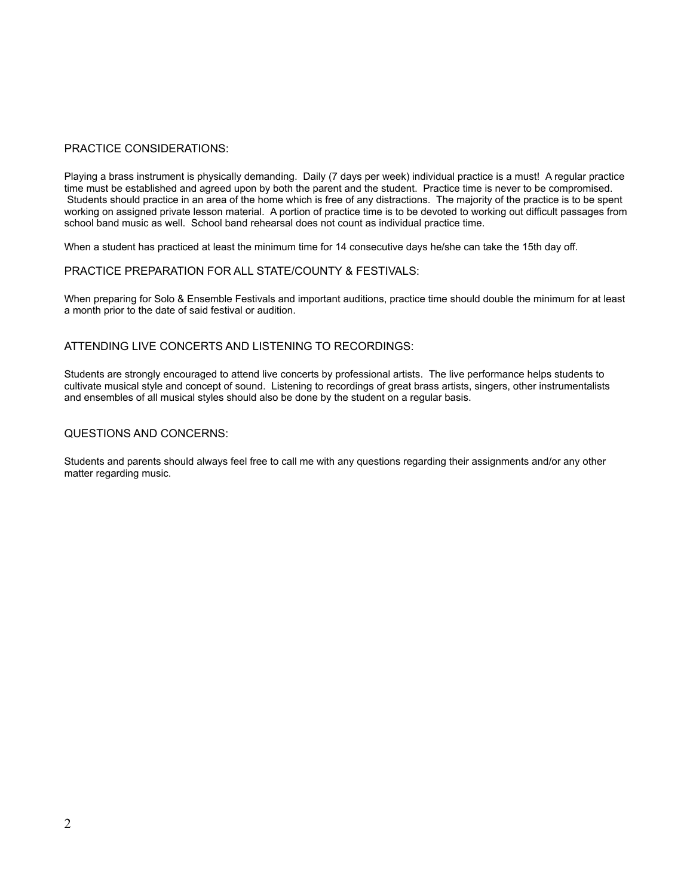## PRACTICE CONSIDERATIONS:

Playing a brass instrument is physically demanding. Daily (7 days per week) individual practice is a must! A regular practice time must be established and agreed upon by both the parent and the student. Practice time is never to be compromised. Students should practice in an area of the home which is free of any distractions. The majority of the practice is to be spent working on assigned private lesson material. A portion of practice time is to be devoted to working out difficult passages from school band music as well. School band rehearsal does not count as individual practice time.

When a student has practiced at least the minimum time for 14 consecutive days he/she can take the 15th day off.

## PRACTICE PREPARATION FOR ALL STATE/COUNTY & FESTIVALS:

When preparing for Solo & Ensemble Festivals and important auditions, practice time should double the minimum for at least a month prior to the date of said festival or audition.

## ATTENDING LIVE CONCERTS AND LISTENING TO RECORDINGS:

Students are strongly encouraged to attend live concerts by professional artists. The live performance helps students to cultivate musical style and concept of sound. Listening to recordings of great brass artists, singers, other instrumentalists and ensembles of all musical styles should also be done by the student on a regular basis.

## QUESTIONS AND CONCERNS:

Students and parents should always feel free to call me with any questions regarding their assignments and/or any other matter regarding music.